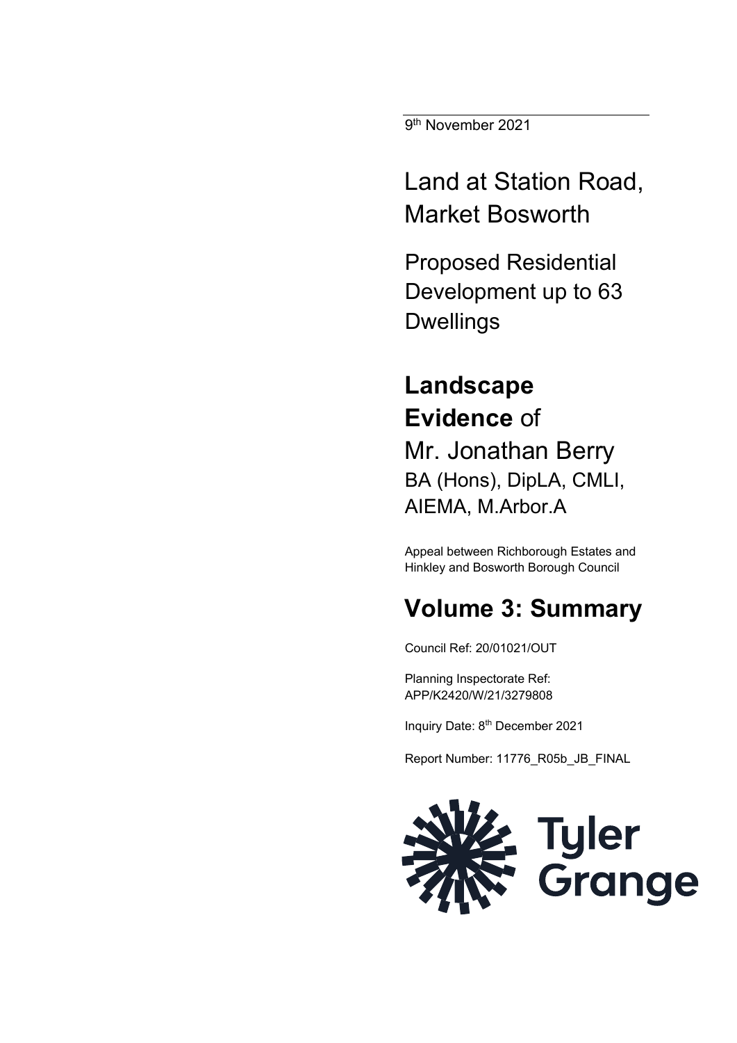9th November 2021

# Land at Station Road, Market Bosworth

## Proposed Residential Development up to 63 Dwellings

# **Landscape Evidence** of

Mr. Jonathan Berry
BA (Hons), DipLA, CMLI, AIEMA, M.Arbor.A

Appeal between Richborough Estates and Hinkley and Bosworth Borough Council

# **Volume 3: Summary**

Council Ref: 20/01021/OUT

Planning Inspectorate Ref: APP/K2420/W/21/3279808

Inquiry Date: 8th December 2021

Report Number: 11776_R05b_JB_FINAL

Tyler Grange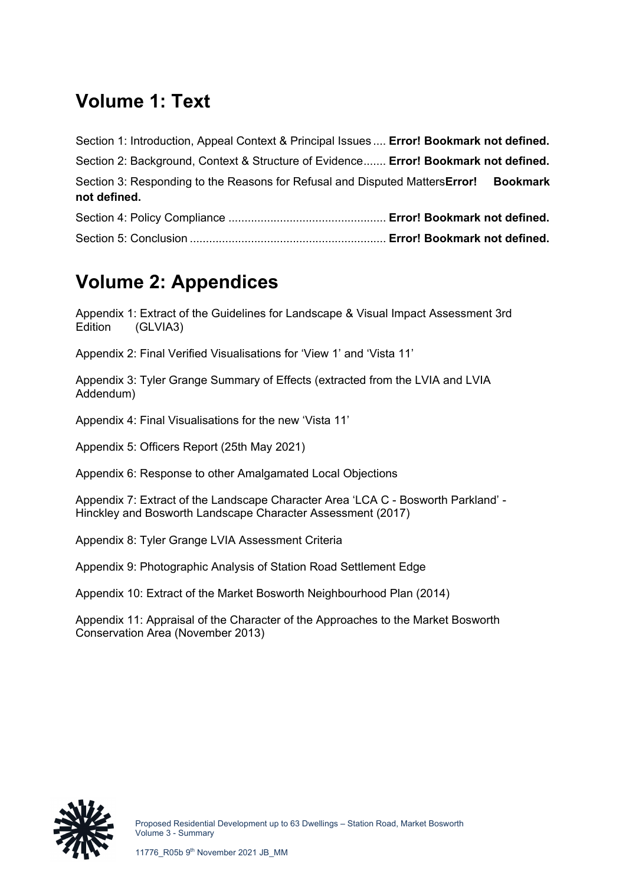# Volume 1: Text

Section 1: Introduction, Appeal Context & Principal Issues .... **Error! Bookmark not defined.**

Section 2: Background, Context & Structure of Evidence....... **Error! Bookmark not defined.**

Section 3: Responding to the Reasons for Refusal and Disputed Matters**Error! Bookmark not defined.**

Section 4: Policy Compliance ................................................ **Error! Bookmark not defined.**

Section 5: Conclusion ............................................................ **Error! Bookmark not defined.**

# Volume 2: Appendices

Appendix 1: Extract of the Guidelines for Landscape & Visual Impact Assessment 3rd Edition (GLVIA3)

Appendix 2: Final Verified Visualisations for 'View 1' and 'Vista 11'

Appendix 3: Tyler Grange Summary of Effects (extracted from the LVIA and LVIA Addendum)

Appendix 4: Final Visualisations for the new 'Vista 11'

Appendix 5: Officers Report (25th May 2021)

Appendix 6: Response to other Amalgamated Local Objections

Appendix 7: Extract of the Landscape Character Area 'LCA C - Bosworth Parkland' - Hinckley and Bosworth Landscape Character Assessment (2017)

Appendix 8: Tyler Grange LVIA Assessment Criteria

Appendix 9: Photographic Analysis of Station Road Settlement Edge

Appendix 10: Extract of the Market Bosworth Neighbourhood Plan (2014)

Appendix 11: Appraisal of the Character of the Approaches to the Market Bosworth Conservation Area (November 2013)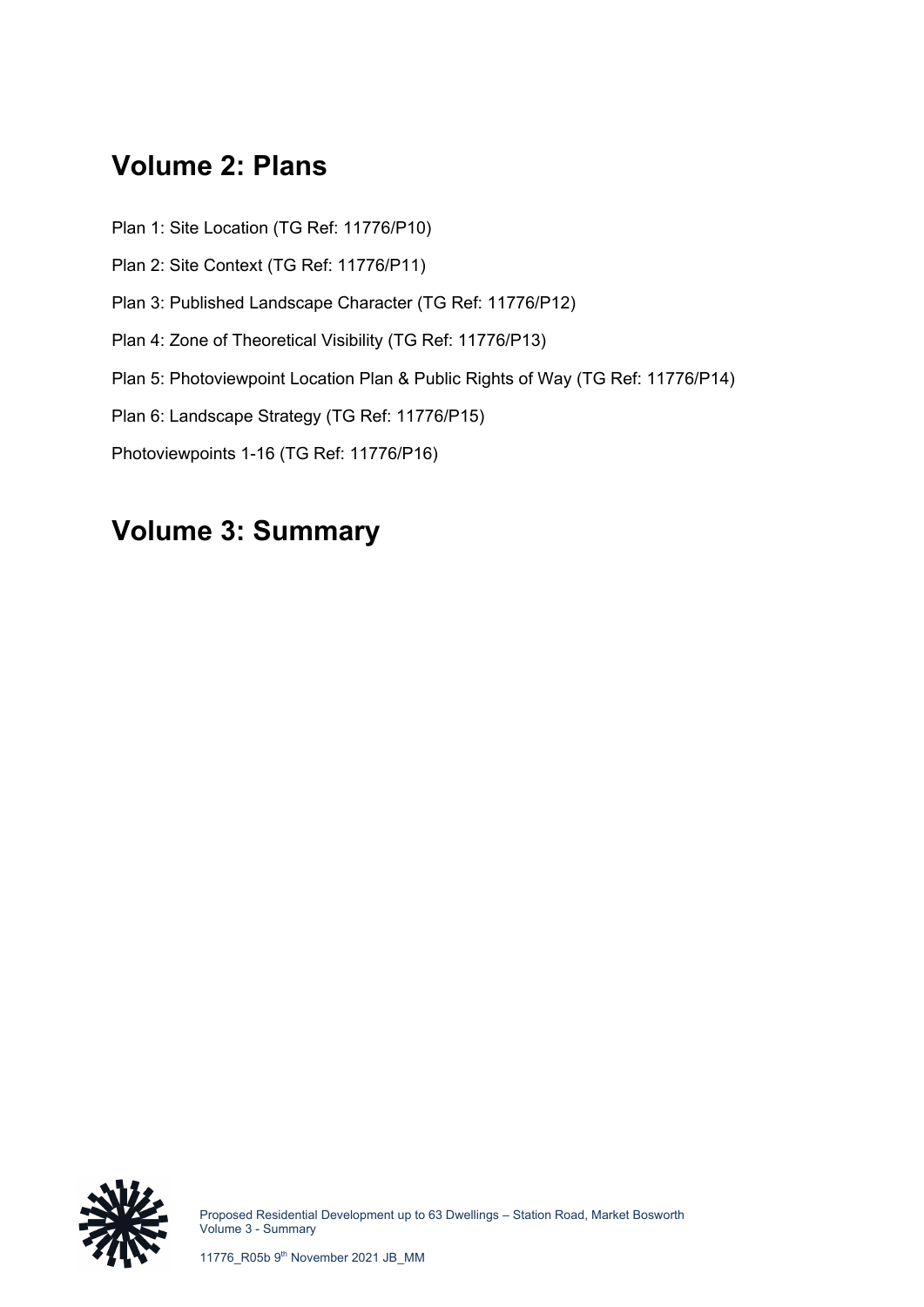# Volume 2: Plans

Plan 1: Site Location (TG Ref: 11776/P10)

Plan 2: Site Context (TG Ref: 11776/P11)

Plan 3: Published Landscape Character (TG Ref: 11776/P12)

Plan 4: Zone of Theoretical Visibility (TG Ref: 11776/P13)

Plan 5: Photoviewpoint Location Plan & Public Rights of Way (TG Ref: 11776/P14)

Plan 6: Landscape Strategy (TG Ref: 11776/P15)

Photoviewpoints 1-16 (TG Ref: 11776/P16)

# Volume 3: Summary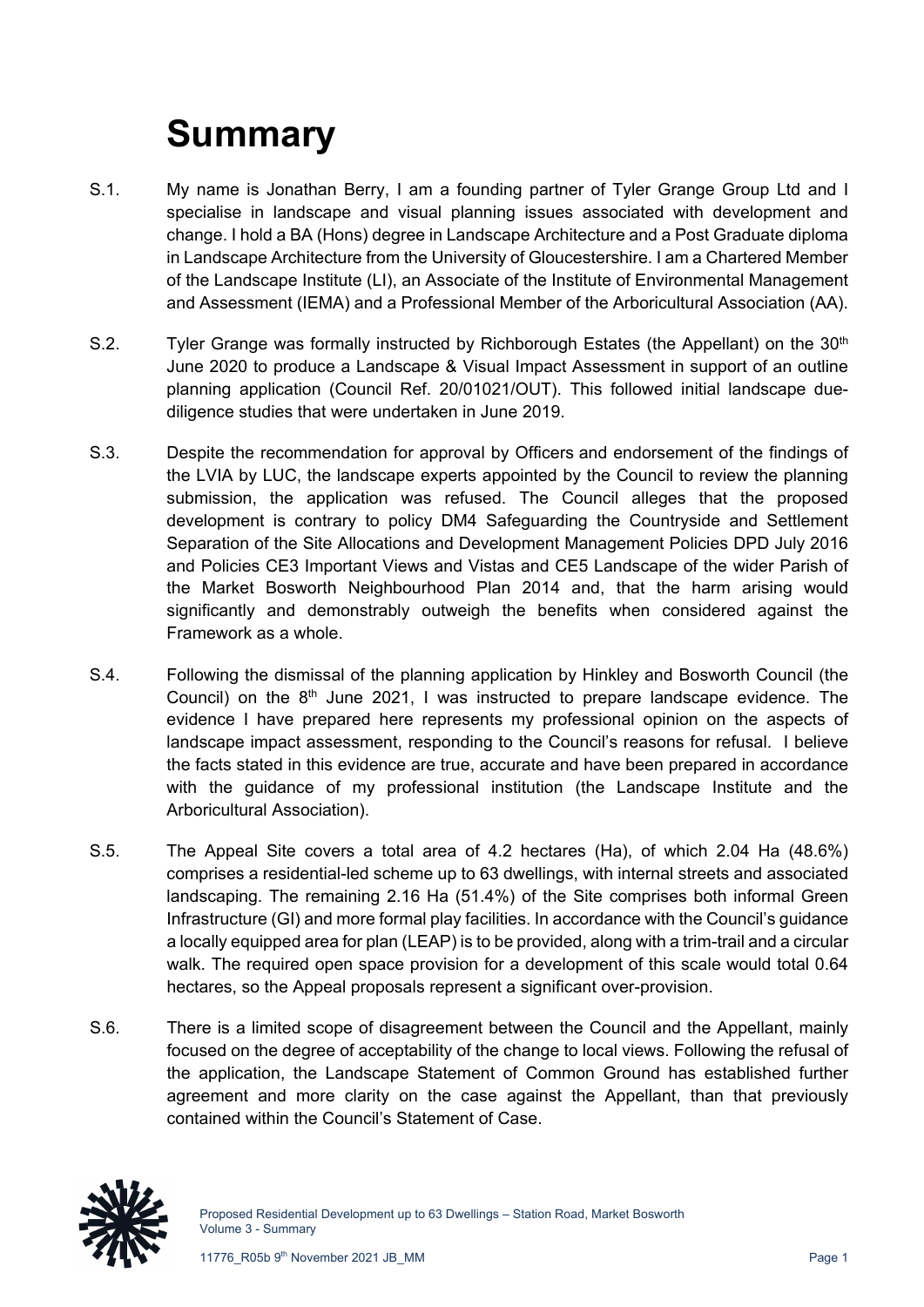# Summary

S.1. My name is Jonathan Berry, I am a founding partner of Tyler Grange Group Ltd and I specialise in landscape and visual planning issues associated with development and change. I hold a BA (Hons) degree in Landscape Architecture and a Post Graduate diploma in Landscape Architecture from the University of Gloucestershire. I am a Chartered Member of the Landscape Institute (LI), an Associate of the Institute of Environmental Management and Assessment (IEMA) and a Professional Member of the Arboricultural Association (AA).

S.2. Tyler Grange was formally instructed by Richborough Estates (the Appellant) on the 30th June 2020 to produce a Landscape & Visual Impact Assessment in support of an outline planning application (Council Ref. 20/01021/OUT). This followed initial landscape due-diligence studies that were undertaken in June 2019.

S.3. Despite the recommendation for approval by Officers and endorsement of the findings of the LVIA by LUC, the landscape experts appointed by the Council to review the planning submission, the application was refused. The Council alleges that the proposed development is contrary to policy DM4 Safeguarding the Countryside and Settlement Separation of the Site Allocations and Development Management Policies DPD July 2016 and Policies CE3 Important Views and Vistas and CE5 Landscape of the wider Parish of the Market Bosworth Neighbourhood Plan 2014 and, that the harm arising would significantly and demonstrably outweigh the benefits when considered against the Framework as a whole.

S.4. Following the dismissal of the planning application by Hinkley and Bosworth Council (the Council) on the 8th June 2021, I was instructed to prepare landscape evidence. The evidence I have prepared here represents my professional opinion on the aspects of landscape impact assessment, responding to the Council's reasons for refusal. I believe the facts stated in this evidence are true, accurate and have been prepared in accordance with the guidance of my professional institution (the Landscape Institute and the Arboricultural Association).

S.5. The Appeal Site covers a total area of 4.2 hectares (Ha), of which 2.04 Ha (48.6%) comprises a residential-led scheme up to 63 dwellings, with internal streets and associated landscaping. The remaining 2.16 Ha (51.4%) of the Site comprises both informal Green Infrastructure (GI) and more formal play facilities. In accordance with the Council's guidance a locally equipped area for plan (LEAP) is to be provided, along with a trim-trail and a circular walk. The required open space provision for a development of this scale would total 0.64 hectares, so the Appeal proposals represent a significant over-provision.

S.6. There is a limited scope of disagreement between the Council and the Appellant, mainly focused on the degree of acceptability of the change to local views. Following the refusal of the application, the Landscape Statement of Common Ground has established further agreement and more clarity on the case against the Appellant, than that previously contained within the Council's Statement of Case.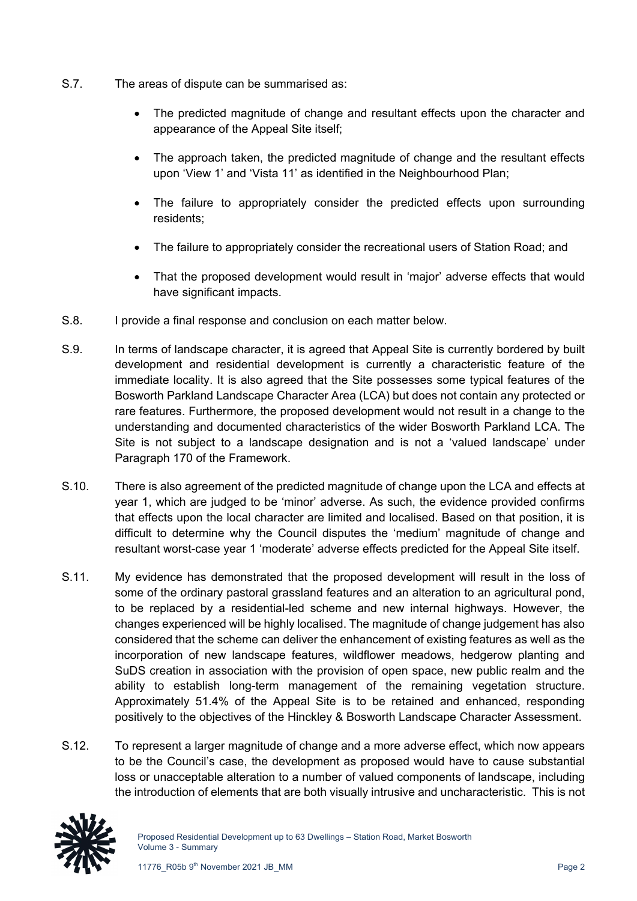S.7. The areas of dispute can be summarised as:

- The predicted magnitude of change and resultant effects upon the character and appearance of the Appeal Site itself;
- The approach taken, the predicted magnitude of change and the resultant effects upon 'View 1' and 'Vista 11' as identified in the Neighbourhood Plan;
- The failure to appropriately consider the predicted effects upon surrounding residents;
- The failure to appropriately consider the recreational users of Station Road; and
- That the proposed development would result in 'major' adverse effects that would have significant impacts.

S.8. I provide a final response and conclusion on each matter below.

S.9. In terms of landscape character, it is agreed that Appeal Site is currently bordered by built development and residential development is currently a characteristic feature of the immediate locality. It is also agreed that the Site possesses some typical features of the Bosworth Parkland Landscape Character Area (LCA) but does not contain any protected or rare features. Furthermore, the proposed development would not result in a change to the understanding and documented characteristics of the wider Bosworth Parkland LCA. The Site is not subject to a landscape designation and is not a 'valued landscape' under Paragraph 170 of the Framework.

S.10. There is also agreement of the predicted magnitude of change upon the LCA and effects at year 1, which are judged to be 'minor' adverse. As such, the evidence provided confirms that effects upon the local character are limited and localised. Based on that position, it is difficult to determine why the Council disputes the 'medium' magnitude of change and resultant worst-case year 1 'moderate' adverse effects predicted for the Appeal Site itself.

S.11. My evidence has demonstrated that the proposed development will result in the loss of some of the ordinary pastoral grassland features and an alteration to an agricultural pond, to be replaced by a residential-led scheme and new internal highways. However, the changes experienced will be highly localised. The magnitude of change judgement has also considered that the scheme can deliver the enhancement of existing features as well as the incorporation of new landscape features, wildflower meadows, hedgerow planting and SuDS creation in association with the provision of open space, new public realm and the ability to establish long-term management of the remaining vegetation structure. Approximately 51.4% of the Appeal Site is to be retained and enhanced, responding positively to the objectives of the Hinckley & Bosworth Landscape Character Assessment.

S.12. To represent a larger magnitude of change and a more adverse effect, which now appears to be the Council's case, the development as proposed would have to cause substantial loss or unacceptable alteration to a number of valued components of landscape, including the introduction of elements that are both visually intrusive and uncharacteristic. This is not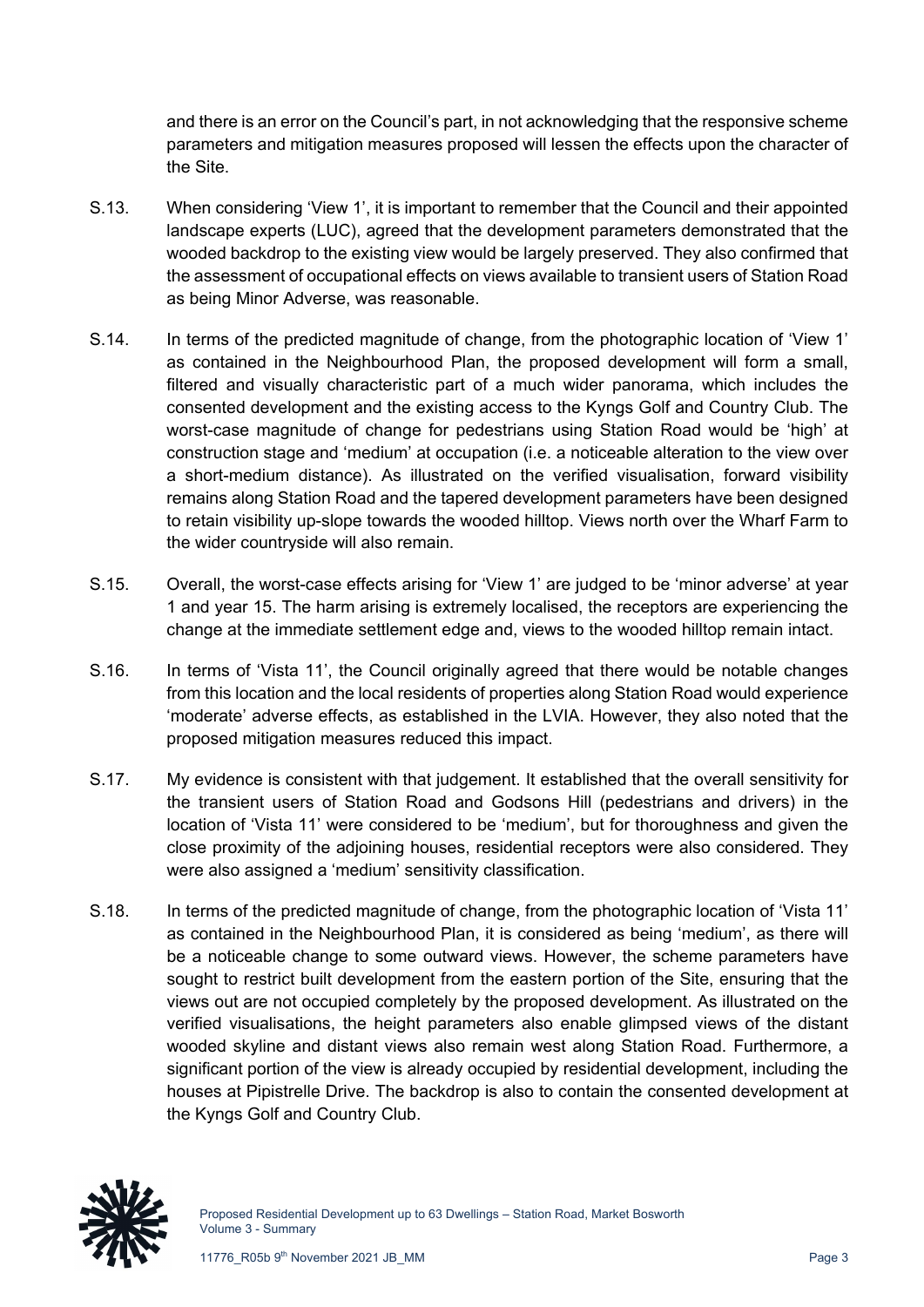and there is an error on the Council's part, in not acknowledging that the responsive scheme parameters and mitigation measures proposed will lessen the effects upon the character of the Site.

S.13. When considering 'View 1', it is important to remember that the Council and their appointed landscape experts (LUC), agreed that the development parameters demonstrated that the wooded backdrop to the existing view would be largely preserved. They also confirmed that the assessment of occupational effects on views available to transient users of Station Road as being Minor Adverse, was reasonable.

S.14. In terms of the predicted magnitude of change, from the photographic location of 'View 1' as contained in the Neighbourhood Plan, the proposed development will form a small, filtered and visually characteristic part of a much wider panorama, which includes the consented development and the existing access to the Kyngs Golf and Country Club. The worst-case magnitude of change for pedestrians using Station Road would be 'high' at construction stage and 'medium' at occupation (i.e. a noticeable alteration to the view over a short-medium distance). As illustrated on the verified visualisation, forward visibility remains along Station Road and the tapered development parameters have been designed to retain visibility up-slope towards the wooded hilltop. Views north over the Wharf Farm to the wider countryside will also remain.

S.15. Overall, the worst-case effects arising for 'View 1' are judged to be 'minor adverse' at year 1 and year 15. The harm arising is extremely localised, the receptors are experiencing the change at the immediate settlement edge and, views to the wooded hilltop remain intact.

S.16. In terms of 'Vista 11', the Council originally agreed that there would be notable changes from this location and the local residents of properties along Station Road would experience 'moderate' adverse effects, as established in the LVIA. However, they also noted that the proposed mitigation measures reduced this impact.

S.17. My evidence is consistent with that judgement. It established that the overall sensitivity for the transient users of Station Road and Godsons Hill (pedestrians and drivers) in the location of 'Vista 11' were considered to be 'medium', but for thoroughness and given the close proximity of the adjoining houses, residential receptors were also considered. They were also assigned a 'medium' sensitivity classification.

S.18. In terms of the predicted magnitude of change, from the photographic location of 'Vista 11' as contained in the Neighbourhood Plan, it is considered as being 'medium', as there will be a noticeable change to some outward views. However, the scheme parameters have sought to restrict built development from the eastern portion of the Site, ensuring that the views out are not occupied completely by the proposed development. As illustrated on the verified visualisations, the height parameters also enable glimpsed views of the distant wooded skyline and distant views also remain west along Station Road. Furthermore, a significant portion of the view is already occupied by residential development, including the houses at Pipistrelle Drive. The backdrop is also to contain the consented development at the Kyngs Golf and Country Club.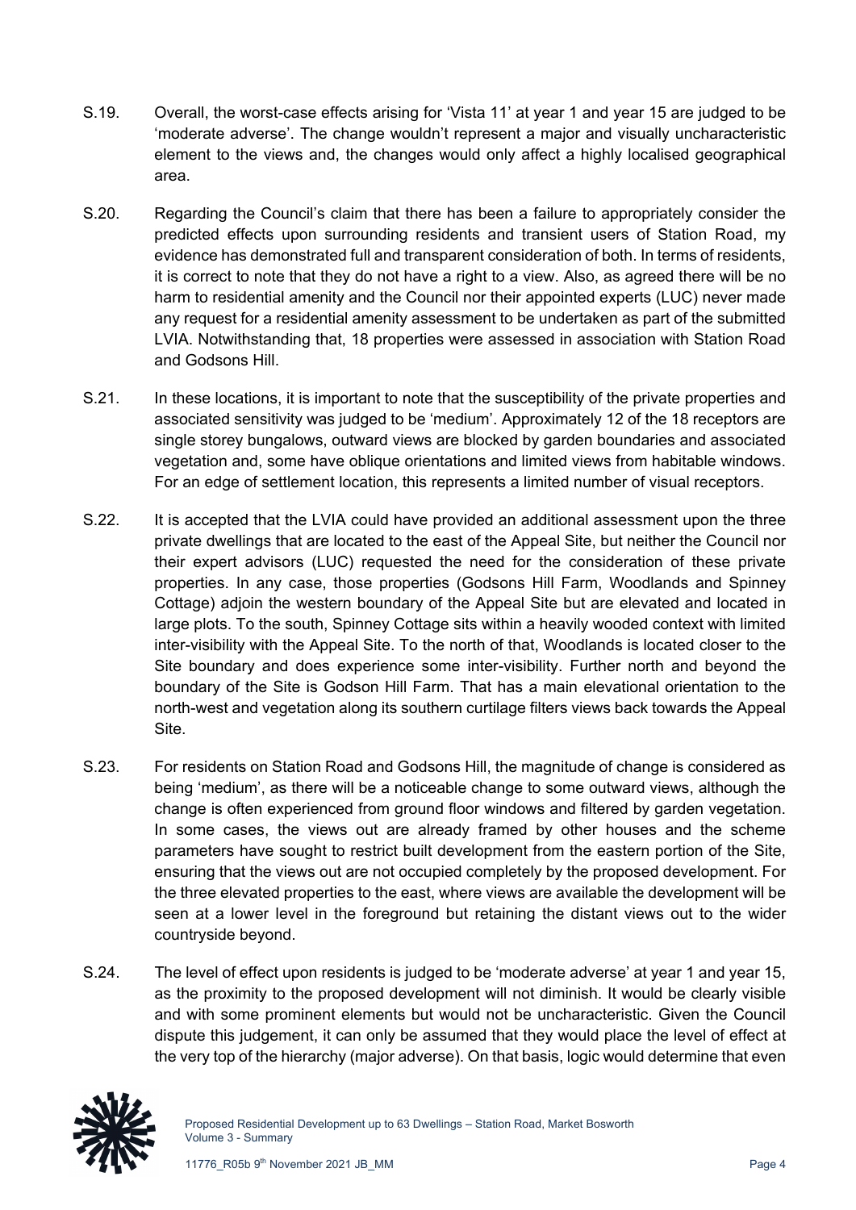S.19. Overall, the worst-case effects arising for 'Vista 11' at year 1 and year 15 are judged to be 'moderate adverse'. The change wouldn't represent a major and visually uncharacteristic element to the views and, the changes would only affect a highly localised geographical area.

S.20. Regarding the Council's claim that there has been a failure to appropriately consider the predicted effects upon surrounding residents and transient users of Station Road, my evidence has demonstrated full and transparent consideration of both. In terms of residents, it is correct to note that they do not have a right to a view. Also, as agreed there will be no harm to residential amenity and the Council nor their appointed experts (LUC) never made any request for a residential amenity assessment to be undertaken as part of the submitted LVIA. Notwithstanding that, 18 properties were assessed in association with Station Road and Godsons Hill.

S.21. In these locations, it is important to note that the susceptibility of the private properties and associated sensitivity was judged to be 'medium'. Approximately 12 of the 18 receptors are single storey bungalows, outward views are blocked by garden boundaries and associated vegetation and, some have oblique orientations and limited views from habitable windows. For an edge of settlement location, this represents a limited number of visual receptors.

S.22. It is accepted that the LVIA could have provided an additional assessment upon the three private dwellings that are located to the east of the Appeal Site, but neither the Council nor their expert advisors (LUC) requested the need for the consideration of these private properties. In any case, those properties (Godsons Hill Farm, Woodlands and Spinney Cottage) adjoin the western boundary of the Appeal Site but are elevated and located in large plots. To the south, Spinney Cottage sits within a heavily wooded context with limited inter-visibility with the Appeal Site. To the north of that, Woodlands is located closer to the Site boundary and does experience some inter-visibility. Further north and beyond the boundary of the Site is Godson Hill Farm. That has a main elevational orientation to the north-west and vegetation along its southern curtilage filters views back towards the Appeal Site.

S.23. For residents on Station Road and Godsons Hill, the magnitude of change is considered as being 'medium', as there will be a noticeable change to some outward views, although the change is often experienced from ground floor windows and filtered by garden vegetation. In some cases, the views out are already framed by other houses and the scheme parameters have sought to restrict built development from the eastern portion of the Site, ensuring that the views out are not occupied completely by the proposed development. For the three elevated properties to the east, where views are available the development will be seen at a lower level in the foreground but retaining the distant views out to the wider countryside beyond.

S.24. The level of effect upon residents is judged to be 'moderate adverse' at year 1 and year 15, as the proximity to the proposed development will not diminish. It would be clearly visible and with some prominent elements but would not be uncharacteristic. Given the Council dispute this judgement, it can only be assumed that they would place the level of effect at the very top of the hierarchy (major adverse). On that basis, logic would determine that even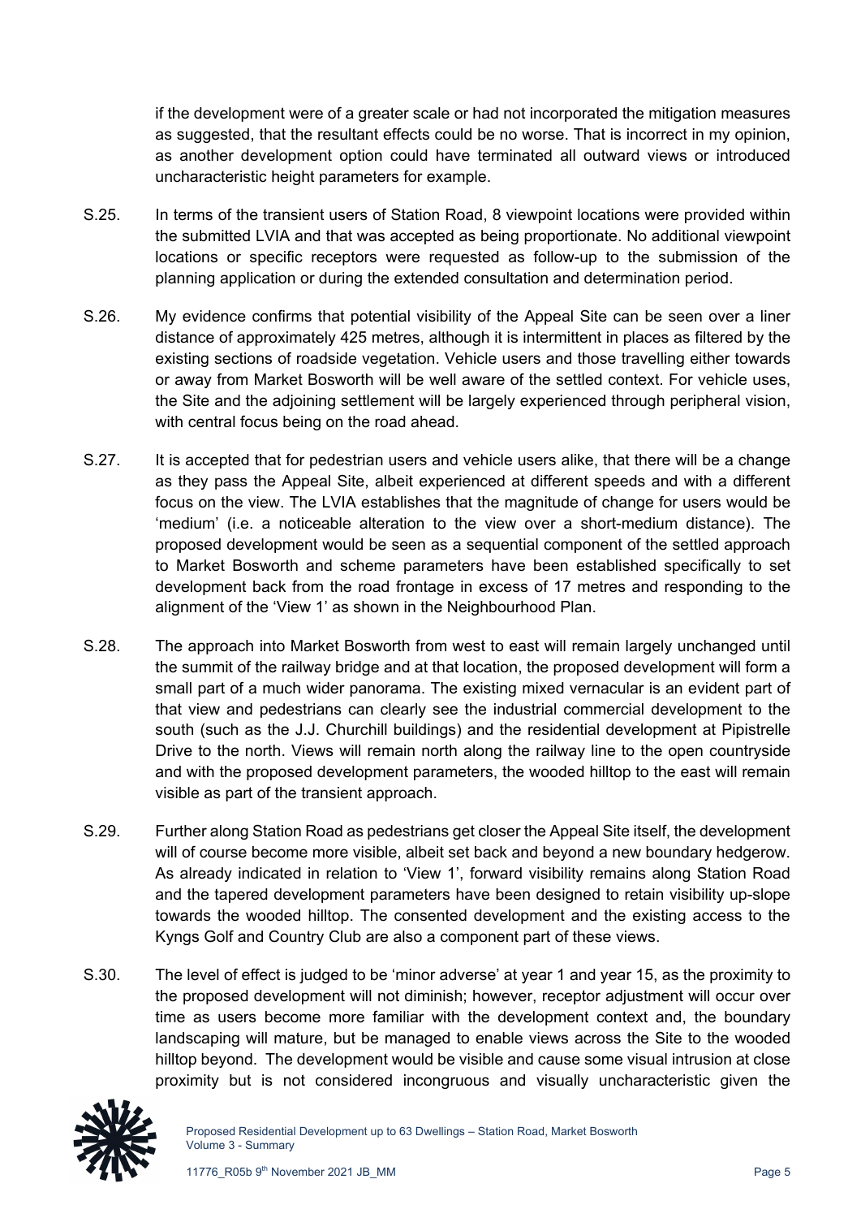if the development were of a greater scale or had not incorporated the mitigation measures as suggested, that the resultant effects could be no worse. That is incorrect in my opinion, as another development option could have terminated all outward views or introduced uncharacteristic height parameters for example.

S.25. In terms of the transient users of Station Road, 8 viewpoint locations were provided within the submitted LVIA and that was accepted as being proportionate. No additional viewpoint locations or specific receptors were requested as follow-up to the submission of the planning application or during the extended consultation and determination period.

S.26. My evidence confirms that potential visibility of the Appeal Site can be seen over a liner distance of approximately 425 metres, although it is intermittent in places as filtered by the existing sections of roadside vegetation. Vehicle users and those travelling either towards or away from Market Bosworth will be well aware of the settled context. For vehicle uses, the Site and the adjoining settlement will be largely experienced through peripheral vision, with central focus being on the road ahead.

S.27. It is accepted that for pedestrian users and vehicle users alike, that there will be a change as they pass the Appeal Site, albeit experienced at different speeds and with a different focus on the view. The LVIA establishes that the magnitude of change for users would be 'medium' (i.e. a noticeable alteration to the view over a short-medium distance). The proposed development would be seen as a sequential component of the settled approach to Market Bosworth and scheme parameters have been established specifically to set development back from the road frontage in excess of 17 metres and responding to the alignment of the 'View 1' as shown in the Neighbourhood Plan.

S.28. The approach into Market Bosworth from west to east will remain largely unchanged until the summit of the railway bridge and at that location, the proposed development will form a small part of a much wider panorama. The existing mixed vernacular is an evident part of that view and pedestrians can clearly see the industrial commercial development to the south (such as the J.J. Churchill buildings) and the residential development at Pipistrelle Drive to the north. Views will remain north along the railway line to the open countryside and with the proposed development parameters, the wooded hilltop to the east will remain visible as part of the transient approach.

S.29. Further along Station Road as pedestrians get closer the Appeal Site itself, the development will of course become more visible, albeit set back and beyond a new boundary hedgerow. As already indicated in relation to 'View 1', forward visibility remains along Station Road and the tapered development parameters have been designed to retain visibility up-slope towards the wooded hilltop. The consented development and the existing access to the Kyngs Golf and Country Club are also a component part of these views.

S.30. The level of effect is judged to be 'minor adverse' at year 1 and year 15, as the proximity to the proposed development will not diminish; however, receptor adjustment will occur over time as users become more familiar with the development context and, the boundary landscaping will mature, but be managed to enable views across the Site to the wooded hilltop beyond. The development would be visible and cause some visual intrusion at close proximity but is not considered incongruous and visually uncharacteristic given the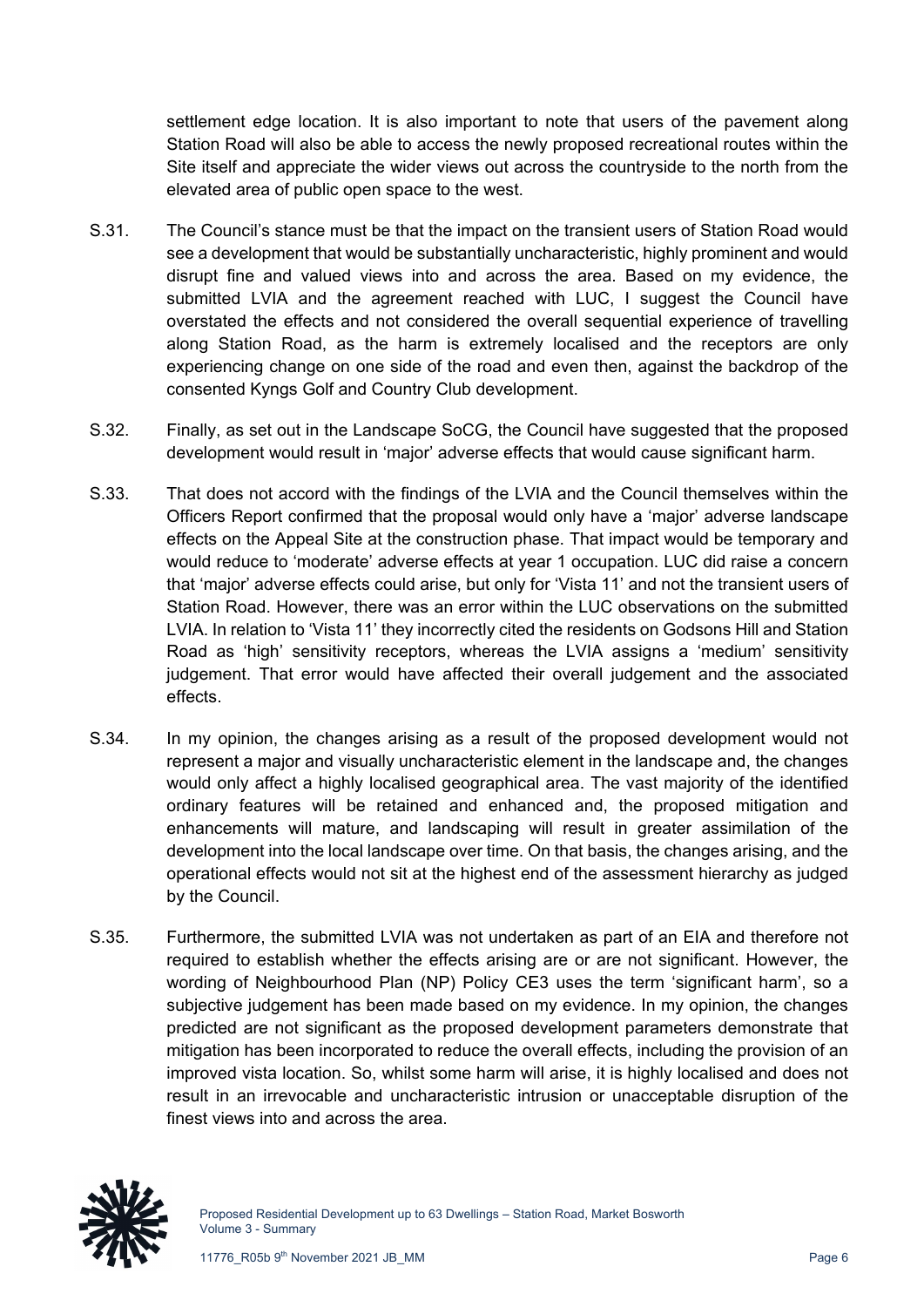settlement edge location. It is also important to note that users of the pavement along Station Road will also be able to access the newly proposed recreational routes within the Site itself and appreciate the wider views out across the countryside to the north from the elevated area of public open space to the west.

S.31. The Council's stance must be that the impact on the transient users of Station Road would see a development that would be substantially uncharacteristic, highly prominent and would disrupt fine and valued views into and across the area. Based on my evidence, the submitted LVIA and the agreement reached with LUC, I suggest the Council have overstated the effects and not considered the overall sequential experience of travelling along Station Road, as the harm is extremely localised and the receptors are only experiencing change on one side of the road and even then, against the backdrop of the consented Kyngs Golf and Country Club development.

S.32. Finally, as set out in the Landscape SoCG, the Council have suggested that the proposed development would result in 'major' adverse effects that would cause significant harm.

S.33. That does not accord with the findings of the LVIA and the Council themselves within the Officers Report confirmed that the proposal would only have a 'major' adverse landscape effects on the Appeal Site at the construction phase. That impact would be temporary and would reduce to 'moderate' adverse effects at year 1 occupation. LUC did raise a concern that 'major' adverse effects could arise, but only for 'Vista 11' and not the transient users of Station Road. However, there was an error within the LUC observations on the submitted LVIA. In relation to 'Vista 11' they incorrectly cited the residents on Godsons Hill and Station Road as 'high' sensitivity receptors, whereas the LVIA assigns a 'medium' sensitivity judgement. That error would have affected their overall judgement and the associated effects.

S.34. In my opinion, the changes arising as a result of the proposed development would not represent a major and visually uncharacteristic element in the landscape and, the changes would only affect a highly localised geographical area. The vast majority of the identified ordinary features will be retained and enhanced and, the proposed mitigation and enhancements will mature, and landscaping will result in greater assimilation of the development into the local landscape over time. On that basis, the changes arising, and the operational effects would not sit at the highest end of the assessment hierarchy as judged by the Council.

S.35. Furthermore, the submitted LVIA was not undertaken as part of an EIA and therefore not required to establish whether the effects arising are or are not significant. However, the wording of Neighbourhood Plan (NP) Policy CE3 uses the term 'significant harm', so a subjective judgement has been made based on my evidence. In my opinion, the changes predicted are not significant as the proposed development parameters demonstrate that mitigation has been incorporated to reduce the overall effects, including the provision of an improved vista location. So, whilst some harm will arise, it is highly localised and does not result in an irrevocable and uncharacteristic intrusion or unacceptable disruption of the finest views into and across the area.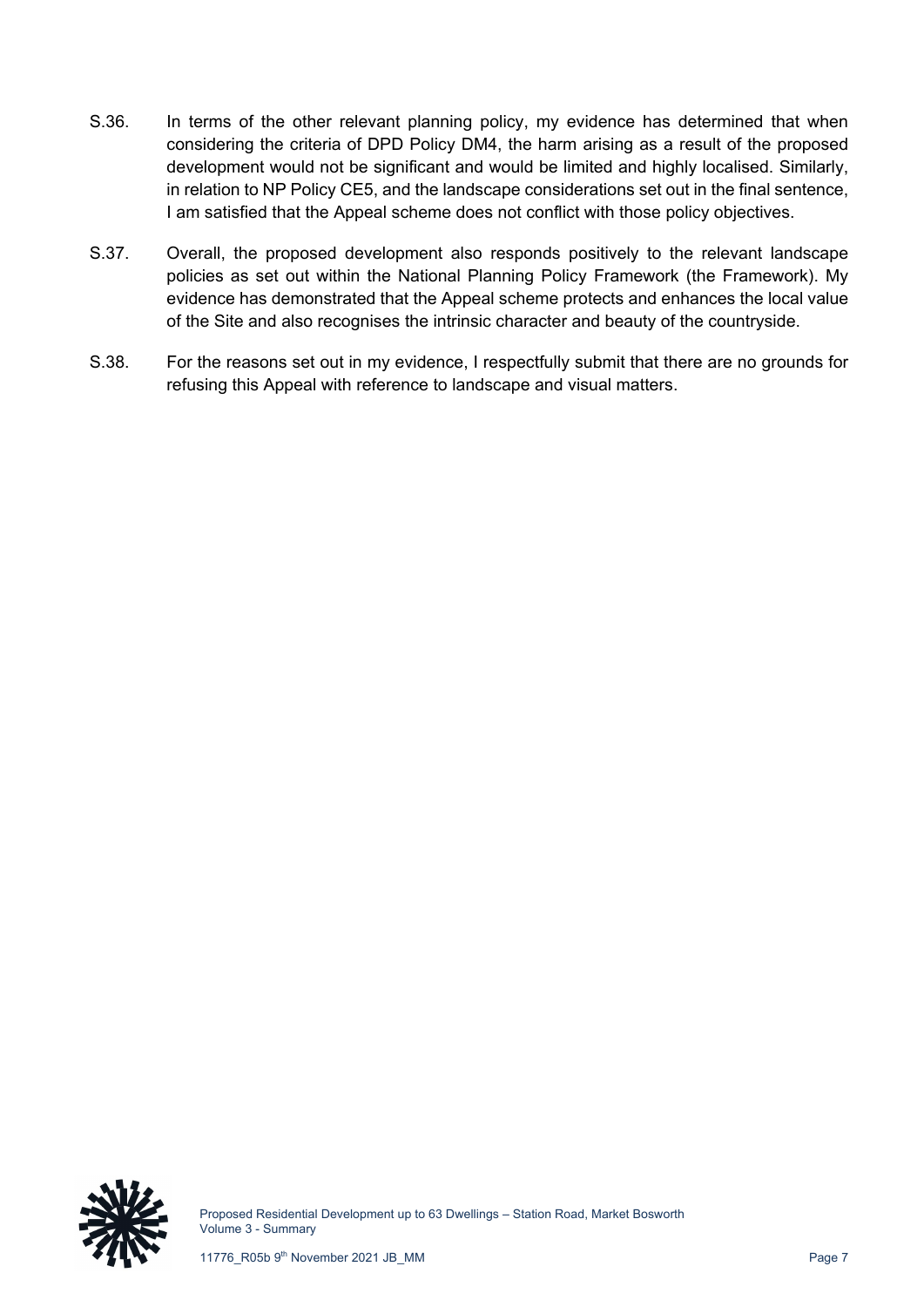S.36. In terms of the other relevant planning policy, my evidence has determined that when considering the criteria of DPD Policy DM4, the harm arising as a result of the proposed development would not be significant and would be limited and highly localised. Similarly, in relation to NP Policy CE5, and the landscape considerations set out in the final sentence, I am satisfied that the Appeal scheme does not conflict with those policy objectives.

S.37. Overall, the proposed development also responds positively to the relevant landscape policies as set out within the National Planning Policy Framework (the Framework). My evidence has demonstrated that the Appeal scheme protects and enhances the local value of the Site and also recognises the intrinsic character and beauty of the countryside.

S.38. For the reasons set out in my evidence, I respectfully submit that there are no grounds for refusing this Appeal with reference to landscape and visual matters.